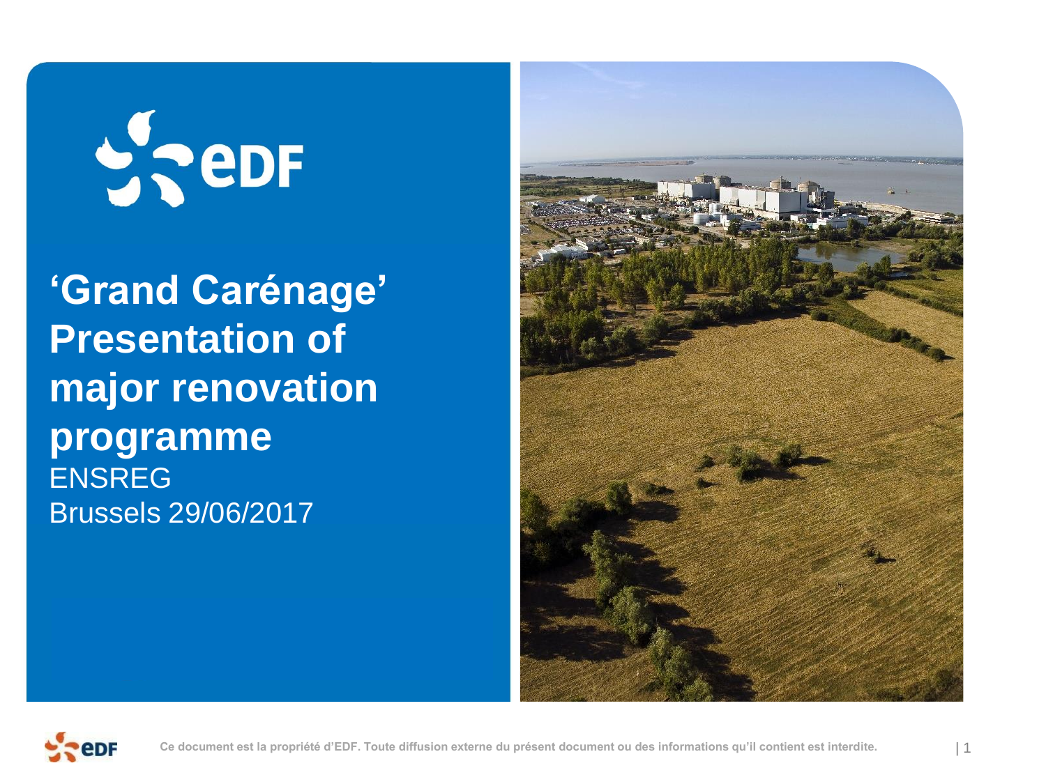# ‘Grand Carénage’ Presentation of major renovation programme

ENSREG
Brussels 29/06/2017

Ce document est la propriété d’EDF. Toute diffusion externe du présent document ou des informations qu’il contient est interdite.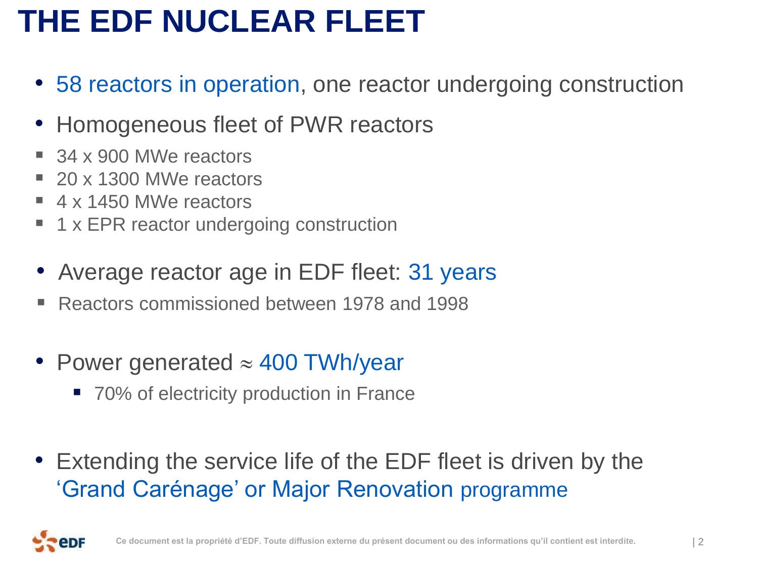# THE EDF NUCLEAR FLEET

- 58 reactors in operation, one reactor undergoing construction
- Homogeneous fleet of PWR reactors
  - 34 x 900 MWe reactors
  - 20 x 1300 MWe reactors
  - 4 x 1450 MWe reactors
  - 1 x EPR reactor undergoing construction
- Average reactor age in EDF fleet: 31 years
  - Reactors commissioned between 1978 and 1998
- Power generated ≈ 400 TWh/year
  - 70% of electricity production in France
- Extending the service life of the EDF fleet is driven by the 'Grand Carénage' or Major Renovation programme

Ce document est la propriété d'EDF. Toute diffusion externe du présent document ou des informations qu'il contient est interdite.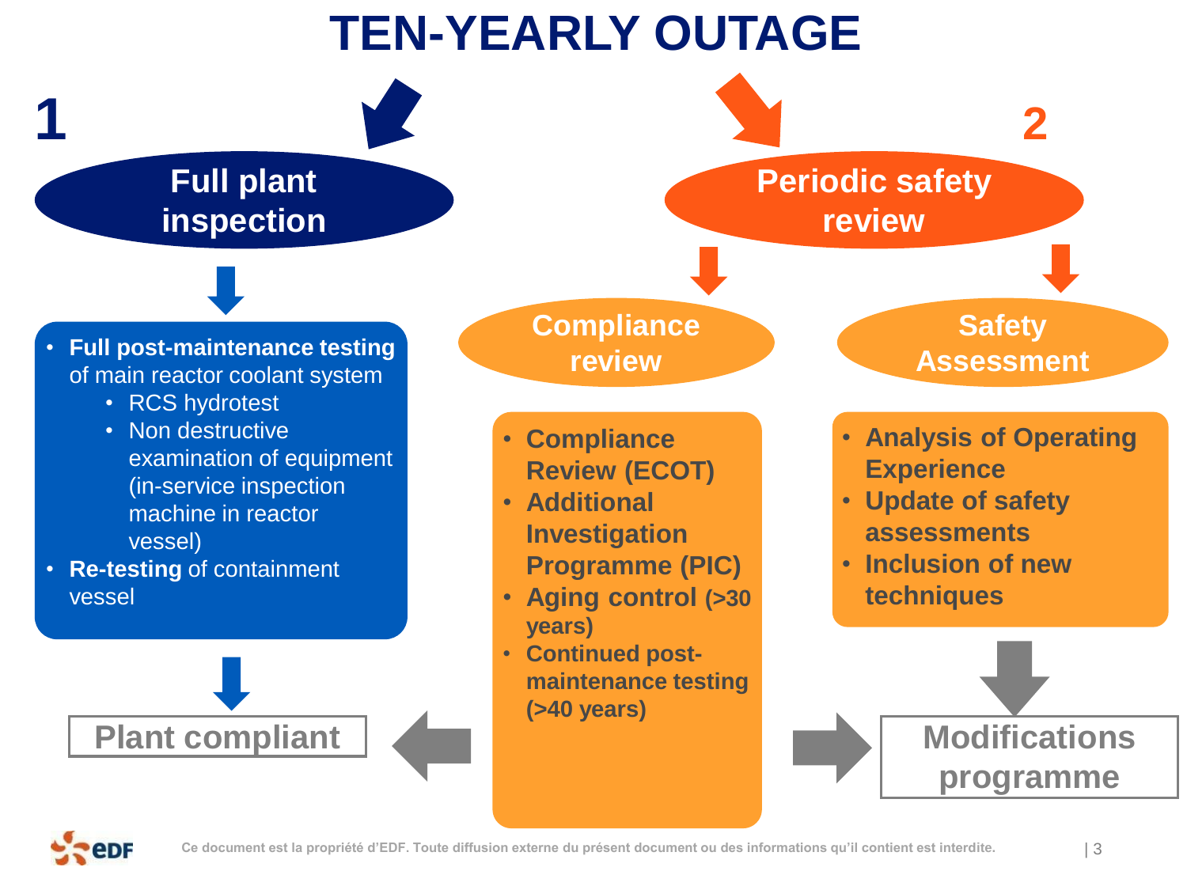# TEN-YEARLY OUTAGE

## 1 Full plant inspection

- **Full post-maintenance testing** of main reactor coolant system
  - RCS hydrotest
  - Non destructive examination of equipment (in-service inspection machine in reactor vessel)
- **Re-testing** of containment vessel

**Plant compliant**

## 2 Periodic safety review

### Compliance review

- **Compliance Review (ECOT)**
- **Additional Investigation Programme (PIC)**
- **Aging control (>30 years)**
- **Continued post-maintenance testing (>40 years)**

### Safety Assessment

- **Analysis of Operating Experience**
- **Update of safety assessments**
- **Inclusion of new techniques**

**Modifications programme**

Ce document est la propriété d'EDF. Toute diffusion externe du présent document ou des informations qu'il contient est interdite.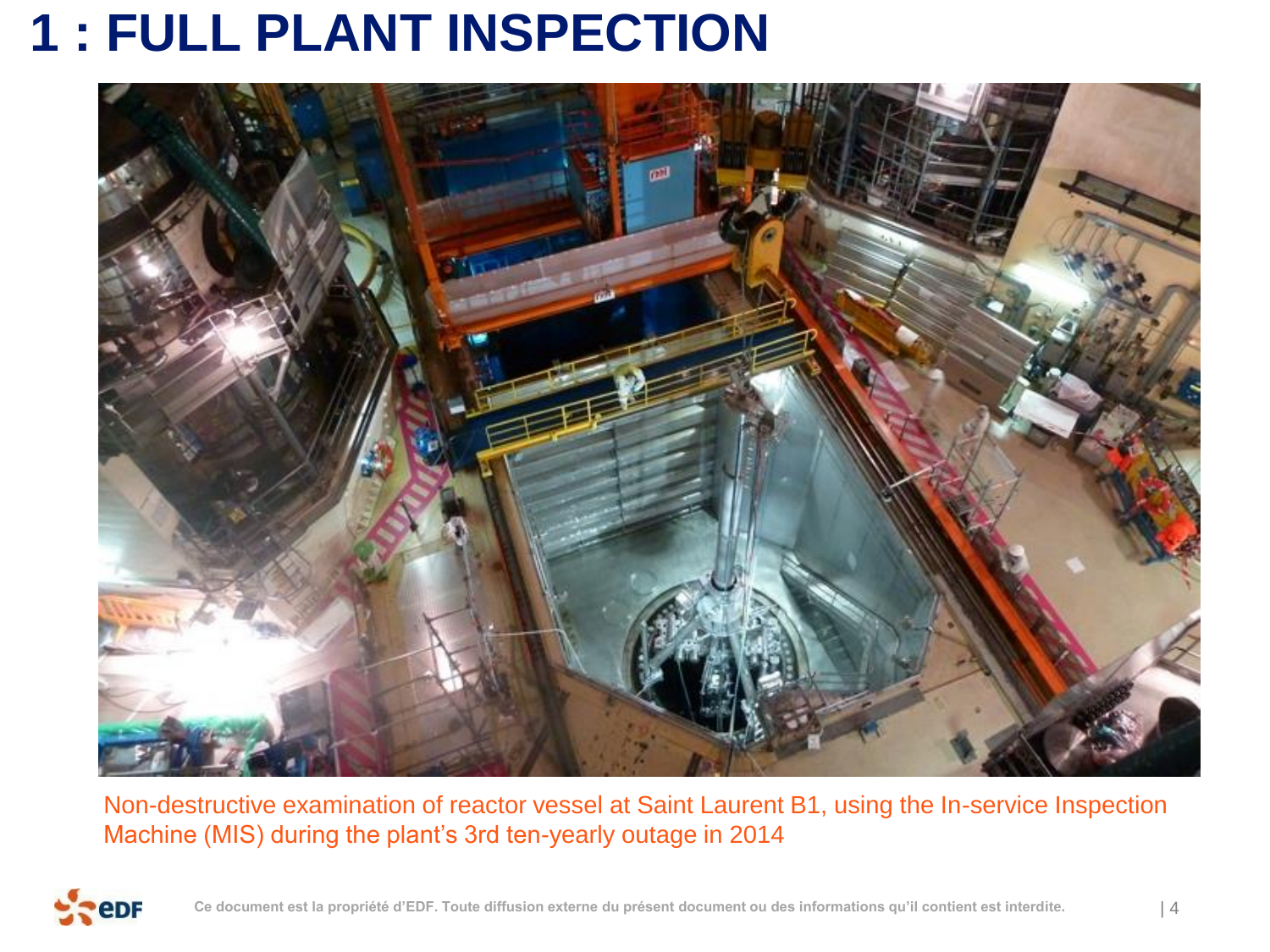# 1 : FULL PLANT INSPECTION

Non-destructive examination of reactor vessel at Saint Laurent B1, using the In-service Inspection Machine (MIS) during the plant's 3rd ten-yearly outage in 2014

Ce document est la propriété d'EDF. Toute diffusion externe du présent document ou des informations qu'il contient est interdite.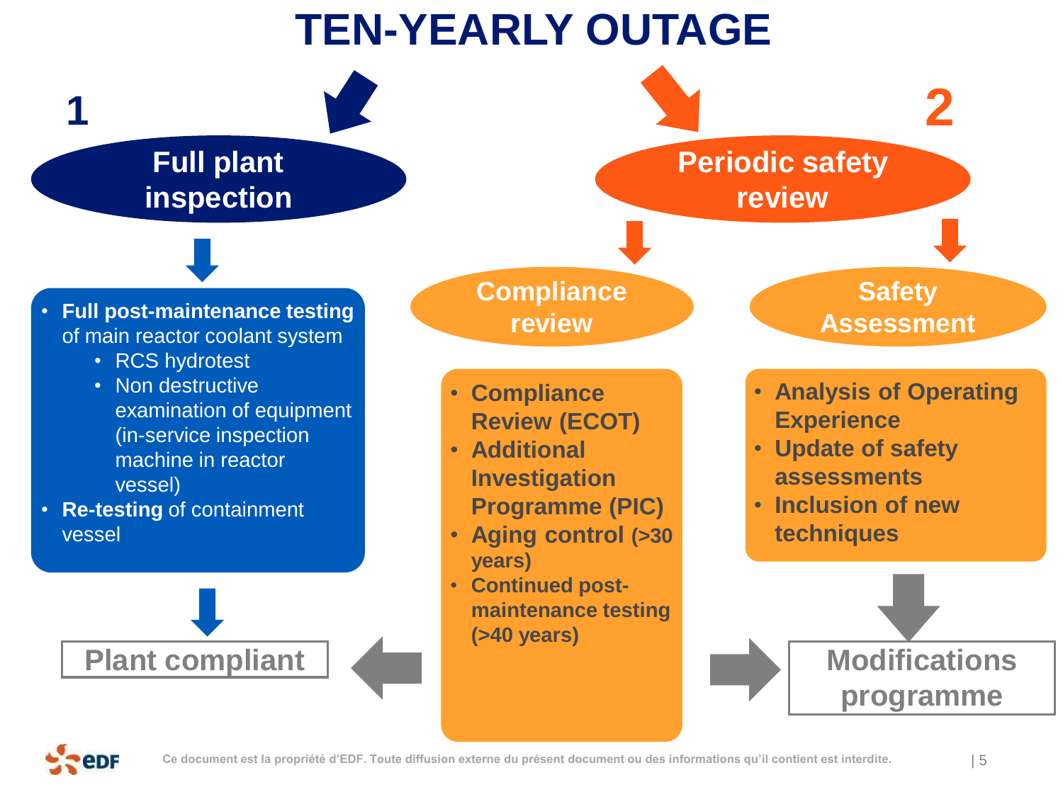# TEN-YEARLY OUTAGE

## 1 Full plant inspection

- **Full post-maintenance testing** of main reactor coolant system
  - RCS hydrotest
  - Non destructive examination of equipment (in-service inspection machine in reactor vessel)
- **Re-testing** of containment vessel

**Plant compliant**

## 2 Periodic safety review

### Compliance review

- **Compliance Review (ECOT)**
- **Additional Investigation Programme (PIC)**
- **Aging control (>30 years)**
- **Continued post-maintenance testing (>40 years)**

### Safety Assessment

- **Analysis of Operating Experience**
- **Update of safety assessments**
- **Inclusion of new techniques**

**Modifications programme**

Ce document est la propriété d'EDF. Toute diffusion externe du présent document ou des informations qu'il contient est interdite.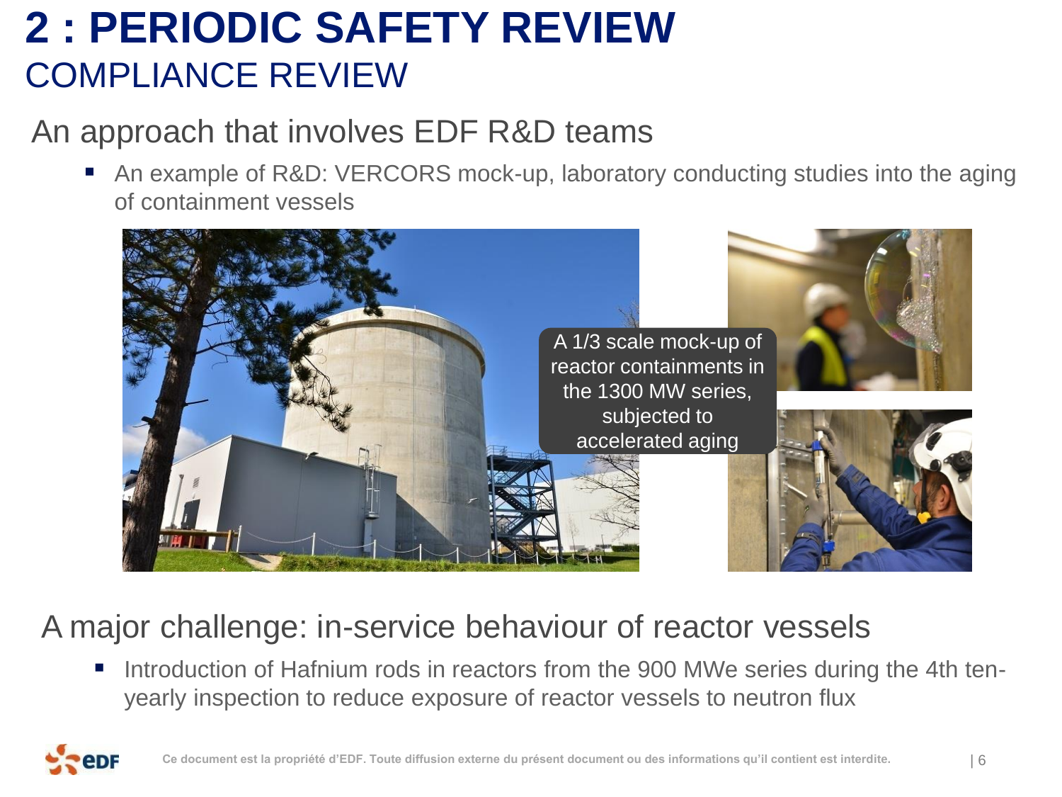# 2 : PERIODIC SAFETY REVIEW

## COMPLIANCE REVIEW

### An approach that involves EDF R&D teams

- An example of R&D: VERCORS mock-up, laboratory conducting studies into the aging of containment vessels

A 1/3 scale mock-up of reactor containments in the 1300 MW series, subjected to accelerated aging

### A major challenge: in-service behaviour of reactor vessels

- Introduction of Hafnium rods in reactors from the 900 MWe series during the 4th ten-yearly inspection to reduce exposure of reactor vessels to neutron flux

Ce document est la propriété d'EDF. Toute diffusion externe du présent document ou des informations qu'il contient est interdite.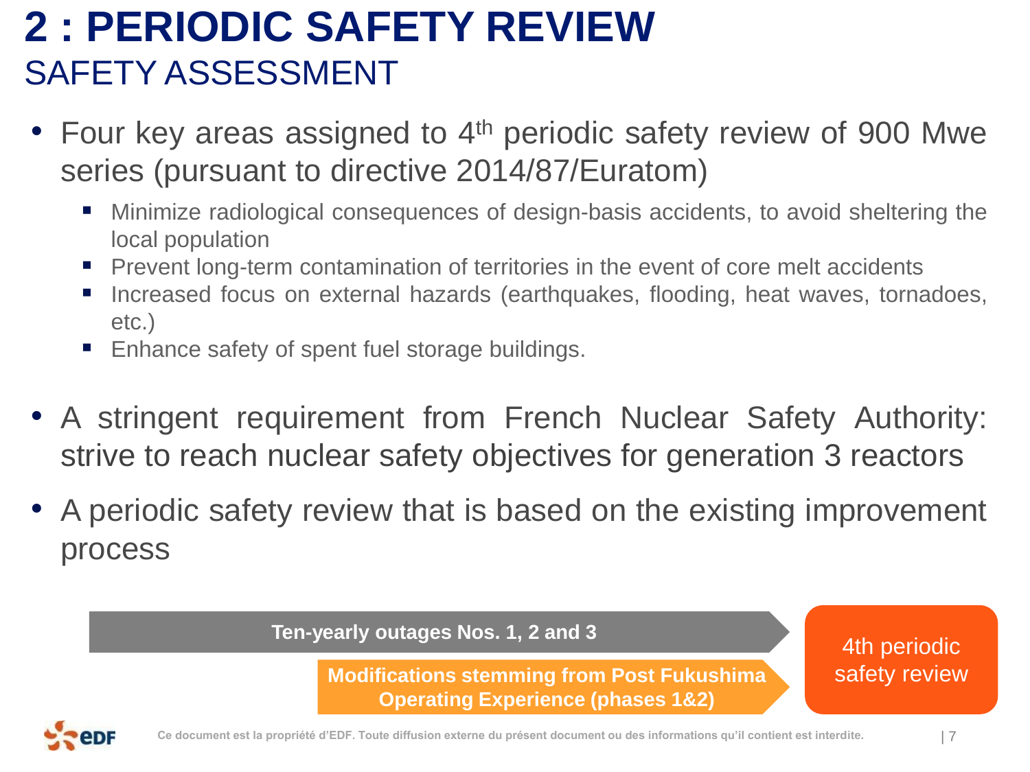# 2 : PERIODIC SAFETY REVIEW

## SAFETY ASSESSMENT

- Four key areas assigned to 4th periodic safety review of 900 Mwe series (pursuant to directive 2014/87/Euratom)
  - Minimize radiological consequences of design-basis accidents, to avoid sheltering the local population
  - Prevent long-term contamination of territories in the event of core melt accidents
  - Increased focus on external hazards (earthquakes, flooding, heat waves, tornadoes, etc.)
  - Enhance safety of spent fuel storage buildings.

- A stringent requirement from French Nuclear Safety Authority: strive to reach nuclear safety objectives for generation 3 reactors

- A periodic safety review that is based on the existing improvement process

**Ten-yearly outages Nos. 1, 2 and 3**

**Modifications stemming from Post Fukushima Operating Experience (phases 1&2)**

4th periodic safety review

Ce document est la propriété d'EDF. Toute diffusion externe du présent document ou des informations qu'il contient est interdite.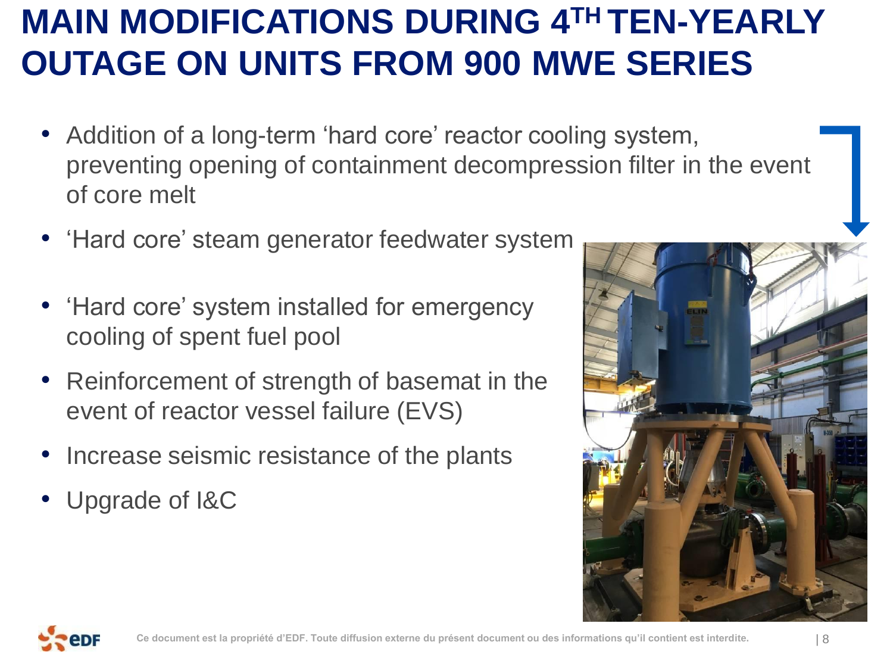# MAIN MODIFICATIONS DURING 4TH TEN-YEARLY OUTAGE ON UNITS FROM 900 MWE SERIES

- Addition of a long-term 'hard core' reactor cooling system, preventing opening of containment decompression filter in the event of core melt
- 'Hard core' steam generator feedwater system
- 'Hard core' system installed for emergency cooling of spent fuel pool
- Reinforcement of strength of basemat in the event of reactor vessel failure (EVS)
- Increase seismic resistance of the plants
- Upgrade of I&C

Ce document est la propriété d'EDF. Toute diffusion externe du présent document ou des informations qu'il contient est interdite.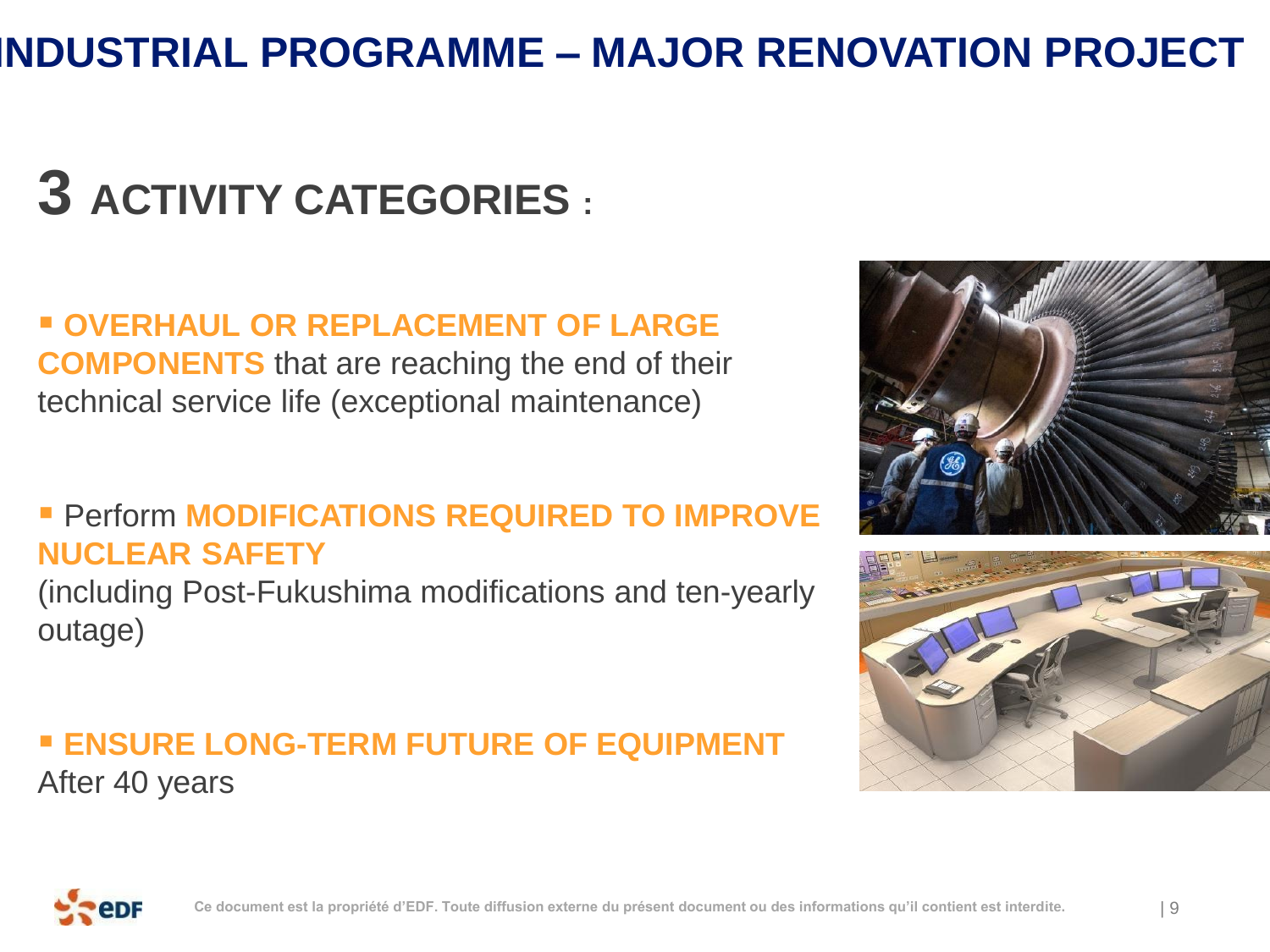# INDUSTRIAL PROGRAMME – MAJOR RENOVATION PROJECT

## 3 ACTIVITY CATEGORIES :

- **OVERHAUL OR REPLACEMENT OF LARGE COMPONENTS** that are reaching the end of their technical service life (exceptional maintenance)

- Perform **MODIFICATIONS REQUIRED TO IMPROVE NUCLEAR SAFETY**
(including Post-Fukushima modifications and ten-yearly outage)

- **ENSURE LONG-TERM FUTURE OF EQUIPMENT**
After 40 years

Ce document est la propriété d'EDF. Toute diffusion externe du présent document ou des informations qu'il contient est interdite.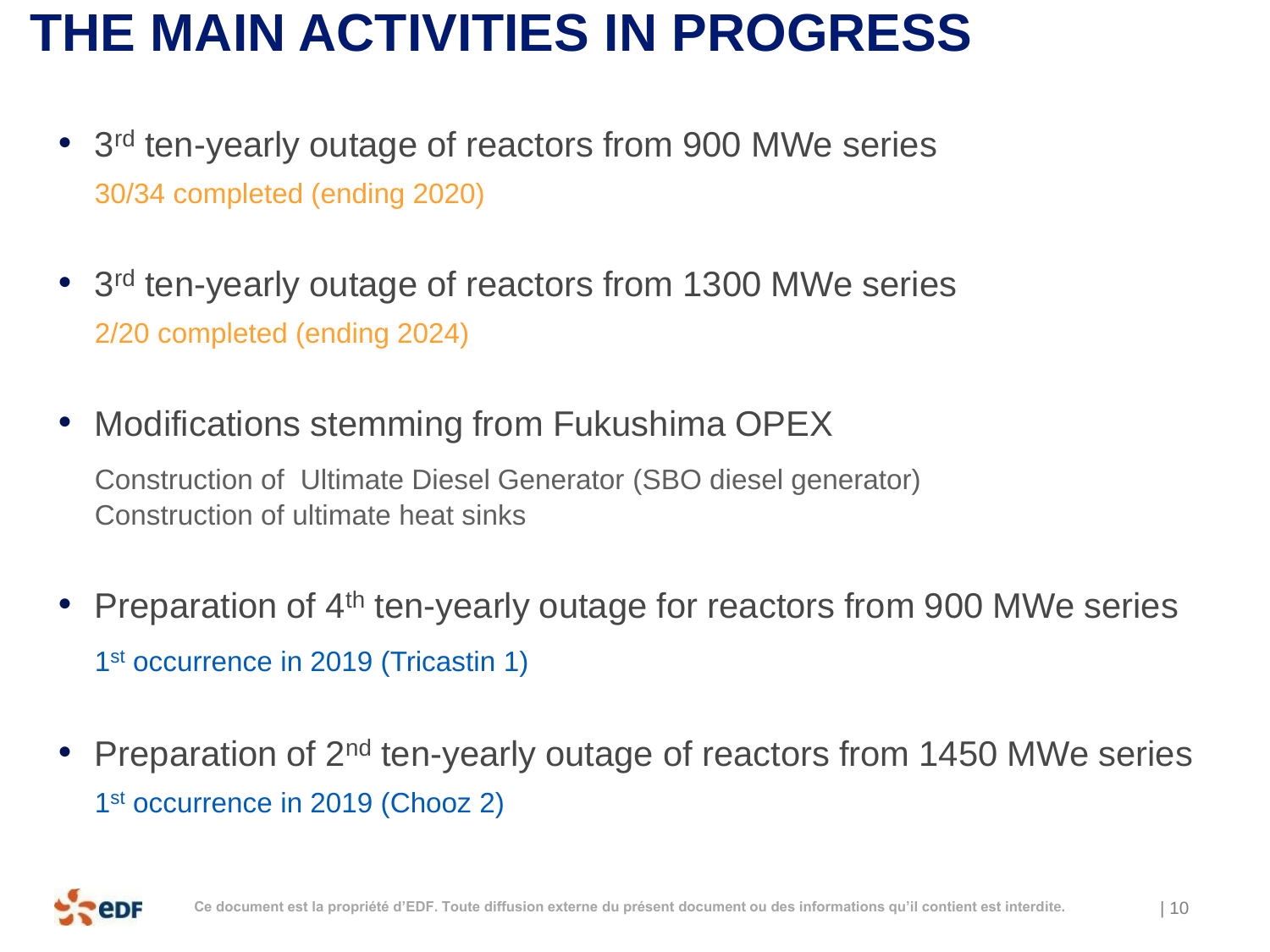# THE MAIN ACTIVITIES IN PROGRESS

- 3rd ten-yearly outage of reactors from 900 MWe series
  30/34 completed (ending 2020)

- 3rd ten-yearly outage of reactors from 1300 MWe series
  2/20 completed (ending 2024)

- Modifications stemming from Fukushima OPEX
  Construction of Ultimate Diesel Generator (SBO diesel generator)
  Construction of ultimate heat sinks

- Preparation of 4th ten-yearly outage for reactors from 900 MWe series
  1st occurrence in 2019 (Tricastin 1)

- Preparation of 2nd ten-yearly outage of reactors from 1450 MWe series
  1st occurrence in 2019 (Chooz 2)

Ce document est la propriété d'EDF. Toute diffusion externe du présent document ou des informations qu'il contient est interdite.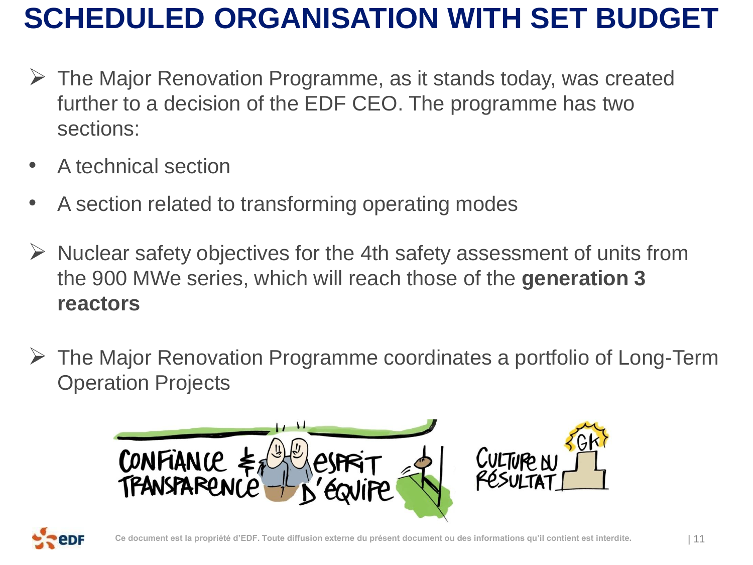# SCHEDULED ORGANISATION WITH SET BUDGET

- The Major Renovation Programme, as it stands today, was created further to a decision of the EDF CEO. The programme has two sections:
  - A technical section
  - A section related to transforming operating modes
- Nuclear safety objectives for the 4th safety assessment of units from the 900 MWe series, which will reach those of the **generation 3 reactors**
- The Major Renovation Programme coordinates a portfolio of Long-Term Operation Projects

Ce document est la propriété d'EDF. Toute diffusion externe du présent document ou des informations qu'il contient est interdite.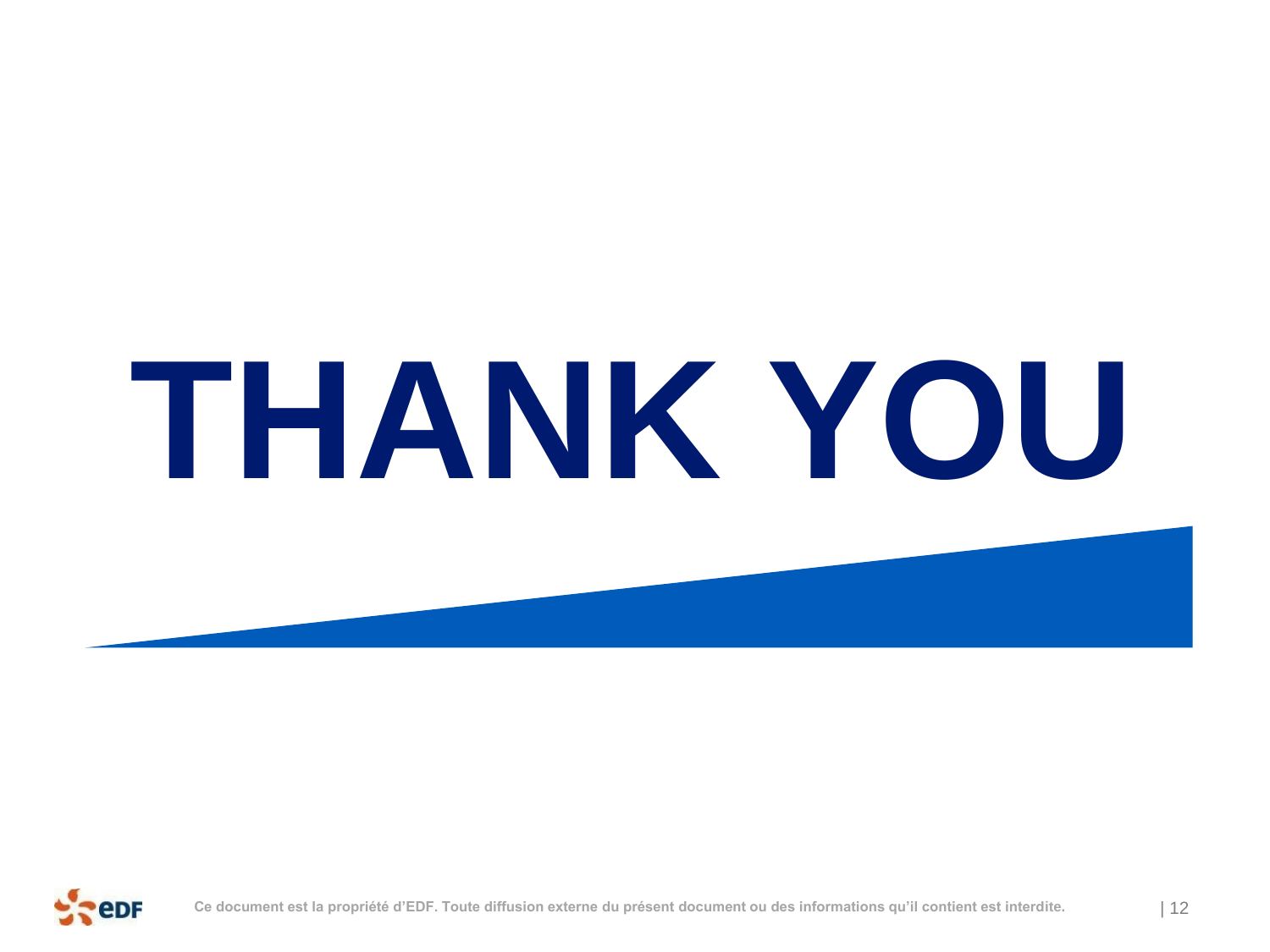# THANK YOU

Ce document est la propriété d'EDF. Toute diffusion externe du présent document ou des informations qu'il contient est interdite.